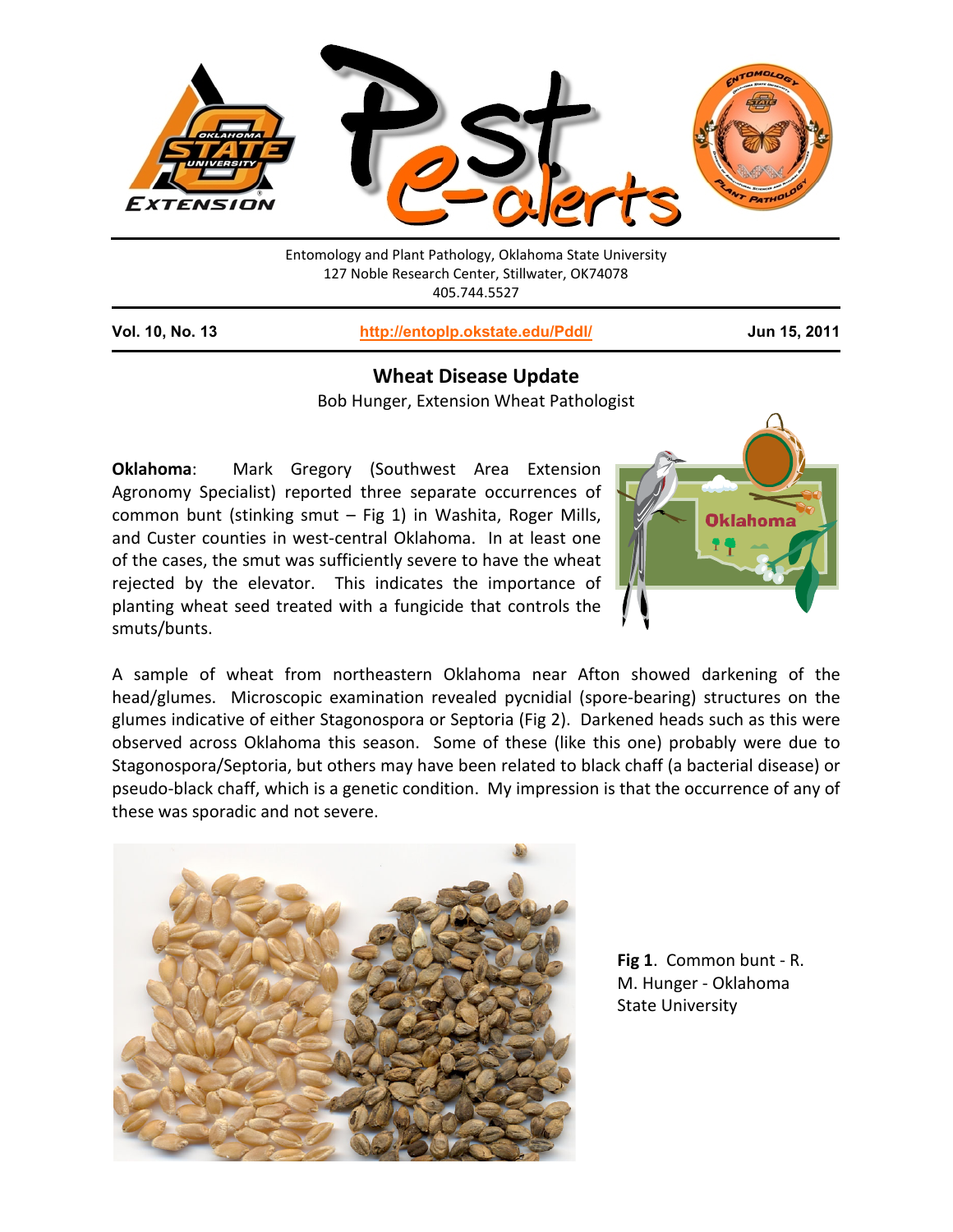Entomology and Plant Pathology, Oklahoma State University
127 Noble Research Center, Stillwater, OK74078
405.744.5527

**Vol. 10, No. 13** | **http://entoplp.okstate.edu/Pddl/** | **Jun 15, 2011**

## Wheat Disease Update

Bob Hunger, Extension Wheat Pathologist

**Oklahoma**: Mark Gregory (Southwest Area Extension Agronomy Specialist) reported three separate occurrences of common bunt (stinking smut – Fig 1) in Washita, Roger Mills, and Custer counties in west-central Oklahoma. In at least one of the cases, the smut was sufficiently severe to have the wheat rejected by the elevator. This indicates the importance of planting wheat seed treated with a fungicide that controls the smuts/bunts.

A sample of wheat from northeastern Oklahoma near Afton showed darkening of the head/glumes. Microscopic examination revealed pycnidial (spore-bearing) structures on the glumes indicative of either Stagonospora or Septoria (Fig 2). Darkened heads such as this were observed across Oklahoma this season. Some of these (like this one) probably were due to Stagonospora/Septoria, but others may have been related to black chaff (a bacterial disease) or pseudo-black chaff, which is a genetic condition. My impression is that the occurrence of any of these was sporadic and not severe.

**Fig 1**. Common bunt - R. M. Hunger - Oklahoma State University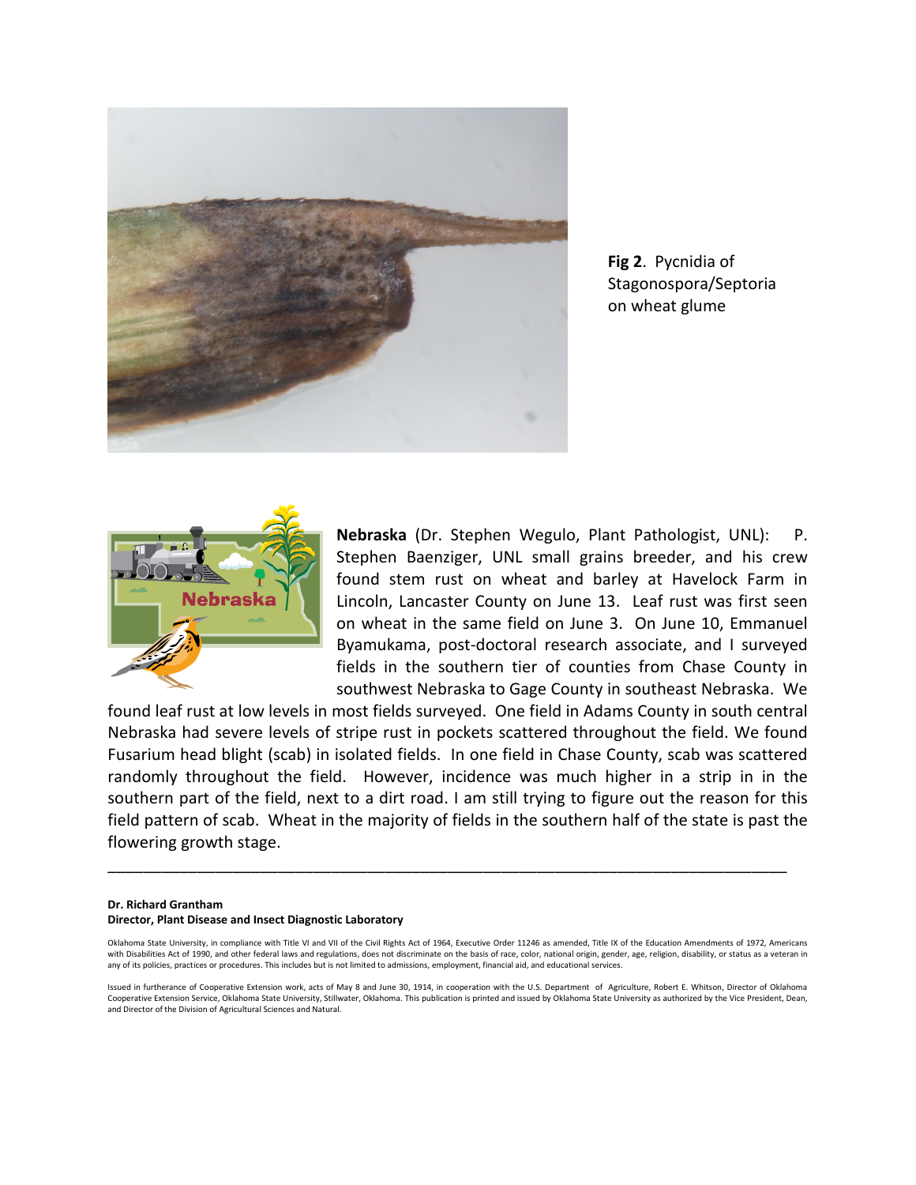**Fig 2**. Pycnidia of Stagonospora/Septoria on wheat glume

**Nebraska** (Dr. Stephen Wegulo, Plant Pathologist, UNL): P. Stephen Baenziger, UNL small grains breeder, and his crew found stem rust on wheat and barley at Havelock Farm in Lincoln, Lancaster County on June 13. Leaf rust was first seen on wheat in the same field on June 3. On June 10, Emmanuel Byamukama, post-doctoral research associate, and I surveyed fields in the southern tier of counties from Chase County in southwest Nebraska to Gage County in southeast Nebraska. We found leaf rust at low levels in most fields surveyed. One field in Adams County in south central Nebraska had severe levels of stripe rust in pockets scattered throughout the field. We found Fusarium head blight (scab) in isolated fields. In one field in Chase County, scab was scattered randomly throughout the field. However, incidence was much higher in a strip in in the southern part of the field, next to a dirt road. I am still trying to figure out the reason for this field pattern of scab. Wheat in the majority of fields in the southern half of the state is past the flowering growth stage.

---

**Dr. Richard Grantham**
**Director, Plant Disease and Insect Diagnostic Laboratory**

Oklahoma State University, in compliance with Title VI and VII of the Civil Rights Act of 1964, Executive Order 11246 as amended, Title IX of the Education Amendments of 1972, Americans with Disabilities Act of 1990, and other federal laws and regulations, does not discriminate on the basis of race, color, national origin, gender, age, religion, disability, or status as a veteran in any of its policies, practices or procedures. This includes but is not limited to admissions, employment, financial aid, and educational services.

Issued in furtherance of Cooperative Extension work, acts of May 8 and June 30, 1914, in cooperation with the U.S. Department of Agriculture, Robert E. Whitson, Director of Oklahoma Cooperative Extension Service, Oklahoma State University, Stillwater, Oklahoma. This publication is printed and issued by Oklahoma State University as authorized by the Vice President, Dean, and Director of the Division of Agricultural Sciences and Natural.